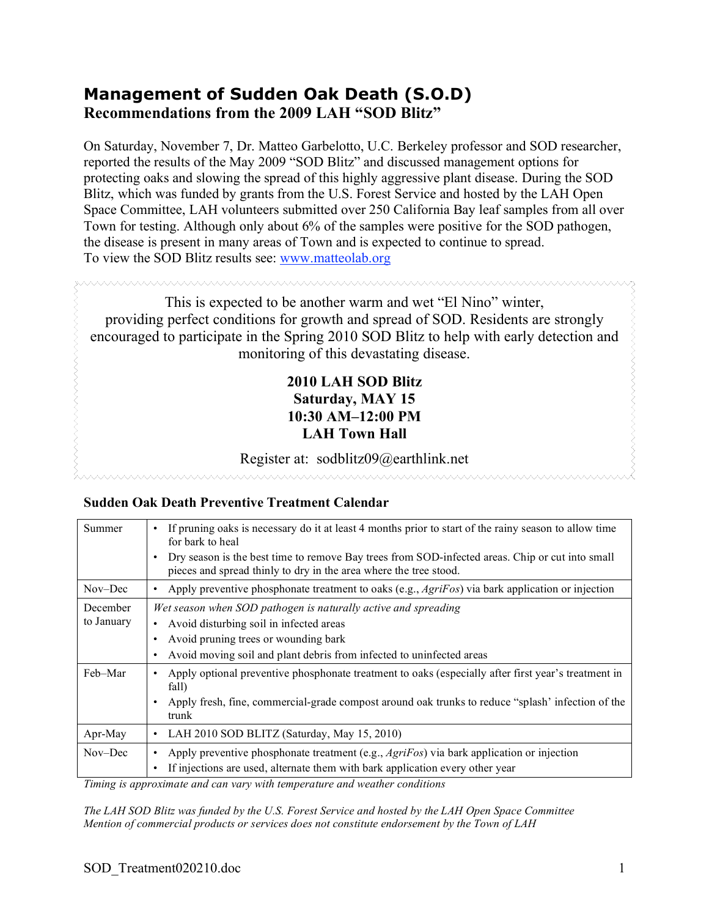# Management of Sudden Oak Death (S.O.D)

## Recommendations from the 2009 LAH "SOD Blitz"

On Saturday, November 7, Dr. Matteo Garbelotto, U.C. Berkeley professor and SOD researcher, reported the results of the May 2009 "SOD Blitz" and discussed management options for protecting oaks and slowing the spread of this highly aggressive plant disease. During the SOD Blitz, which was funded by grants from the U.S. Forest Service and hosted by the LAH Open Space Committee, LAH volunteers submitted over 250 California Bay leaf samples from all over Town for testing. Although only about 6% of the samples were positive for the SOD pathogen, the disease is present in many areas of Town and is expected to continue to spread.
To view the SOD Blitz results see: www.matteolab.org

This is expected to be another warm and wet "El Nino" winter, providing perfect conditions for growth and spread of SOD. Residents are strongly encouraged to participate in the Spring 2010 SOD Blitz to help with early detection and monitoring of this devastating disease.

**2010 LAH SOD Blitz**
**Saturday, MAY 15**
**10:30 AM–12:00 PM**
**LAH Town Hall**

Register at: sodblitz09@earthlink.net

### Sudden Oak Death Preventive Treatment Calendar

| | |
|---|---|
| Summer | • If pruning oaks is necessary do it at least 4 months prior to start of the rainy season to allow time for bark to heal<br>• Dry season is the best time to remove Bay trees from SOD-infected areas. Chip or cut into small pieces and spread thinly to dry in the area where the tree stood. |
| Nov–Dec | • Apply preventive phosphonate treatment to oaks (e.g., *AgriFos*) via bark application or injection |
| December to January | *Wet season when SOD pathogen is naturally active and spreading*<br>• Avoid disturbing soil in infected areas<br>• Avoid pruning trees or wounding bark<br>• Avoid moving soil and plant debris from infected to uninfected areas |
| Feb–Mar | • Apply optional preventive phosphonate treatment to oaks (especially after first year's treatment in fall)<br>• Apply fresh, fine, commercial-grade compost around oak trunks to reduce "splash' infection of the trunk |
| Apr-May | • LAH 2010 SOD BLITZ (Saturday, May 15, 2010) |
| Nov–Dec | • Apply preventive phosphonate treatment (e.g., *AgriFos*) via bark application or injection<br>• If injections are used, alternate them with bark application every other year |

*Timing is approximate and can vary with temperature and weather conditions*

*The LAH SOD Blitz was funded by the U.S. Forest Service and hosted by the LAH Open Space Committee*
*Mention of commercial products or services does not constitute endorsement by the Town of LAH*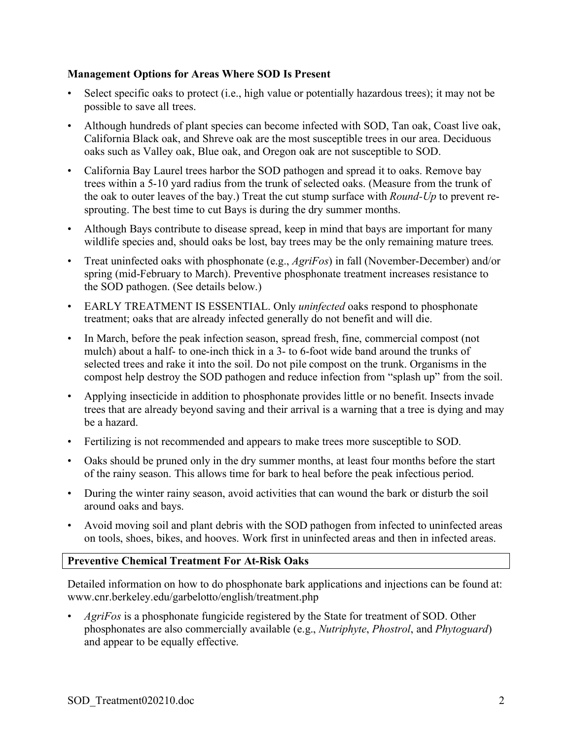**Management Options for Areas Where SOD Is Present**

- Select specific oaks to protect (i.e., high value or potentially hazardous trees); it may not be possible to save all trees.
- Although hundreds of plant species can become infected with SOD, Tan oak, Coast live oak, California Black oak, and Shreve oak are the most susceptible trees in our area. Deciduous oaks such as Valley oak, Blue oak, and Oregon oak are not susceptible to SOD.
- California Bay Laurel trees harbor the SOD pathogen and spread it to oaks. Remove bay trees within a 5-10 yard radius from the trunk of selected oaks. (Measure from the trunk of the oak to outer leaves of the bay.) Treat the cut stump surface with *Round-Up* to prevent re-sprouting. The best time to cut Bays is during the dry summer months.
- Although Bays contribute to disease spread, keep in mind that bays are important for many wildlife species and, should oaks be lost, bay trees may be the only remaining mature trees.
- Treat uninfected oaks with phosphonate (e.g., *AgriFos*) in fall (November-December) and/or spring (mid-February to March). Preventive phosphonate treatment increases resistance to the SOD pathogen. (See details below.)
- EARLY TREATMENT IS ESSENTIAL. Only *uninfected* oaks respond to phosphonate treatment; oaks that are already infected generally do not benefit and will die.
- In March, before the peak infection season, spread fresh, fine, commercial compost (not mulch) about a half- to one-inch thick in a 3- to 6-foot wide band around the trunks of selected trees and rake it into the soil. Do not pile compost on the trunk. Organisms in the compost help destroy the SOD pathogen and reduce infection from "splash up" from the soil.
- Applying insecticide in addition to phosphonate provides little or no benefit. Insects invade trees that are already beyond saving and their arrival is a warning that a tree is dying and may be a hazard.
- Fertilizing is not recommended and appears to make trees more susceptible to SOD.
- Oaks should be pruned only in the dry summer months, at least four months before the start of the rainy season. This allows time for bark to heal before the peak infectious period.
- During the winter rainy season, avoid activities that can wound the bark or disturb the soil around oaks and bays.
- Avoid moving soil and plant debris with the SOD pathogen from infected to uninfected areas on tools, shoes, bikes, and hooves. Work first in uninfected areas and then in infected areas.

**Preventive Chemical Treatment For At-Risk Oaks**

Detailed information on how to do phosphonate bark applications and injections can be found at: www.cnr.berkeley.edu/garbelotto/english/treatment.php

- *AgriFos* is a phosphonate fungicide registered by the State for treatment of SOD. Other phosphonates are also commercially available (e.g., *Nutriphyte*, *Phostrol*, and *Phytoguard*) and appear to be equally effective.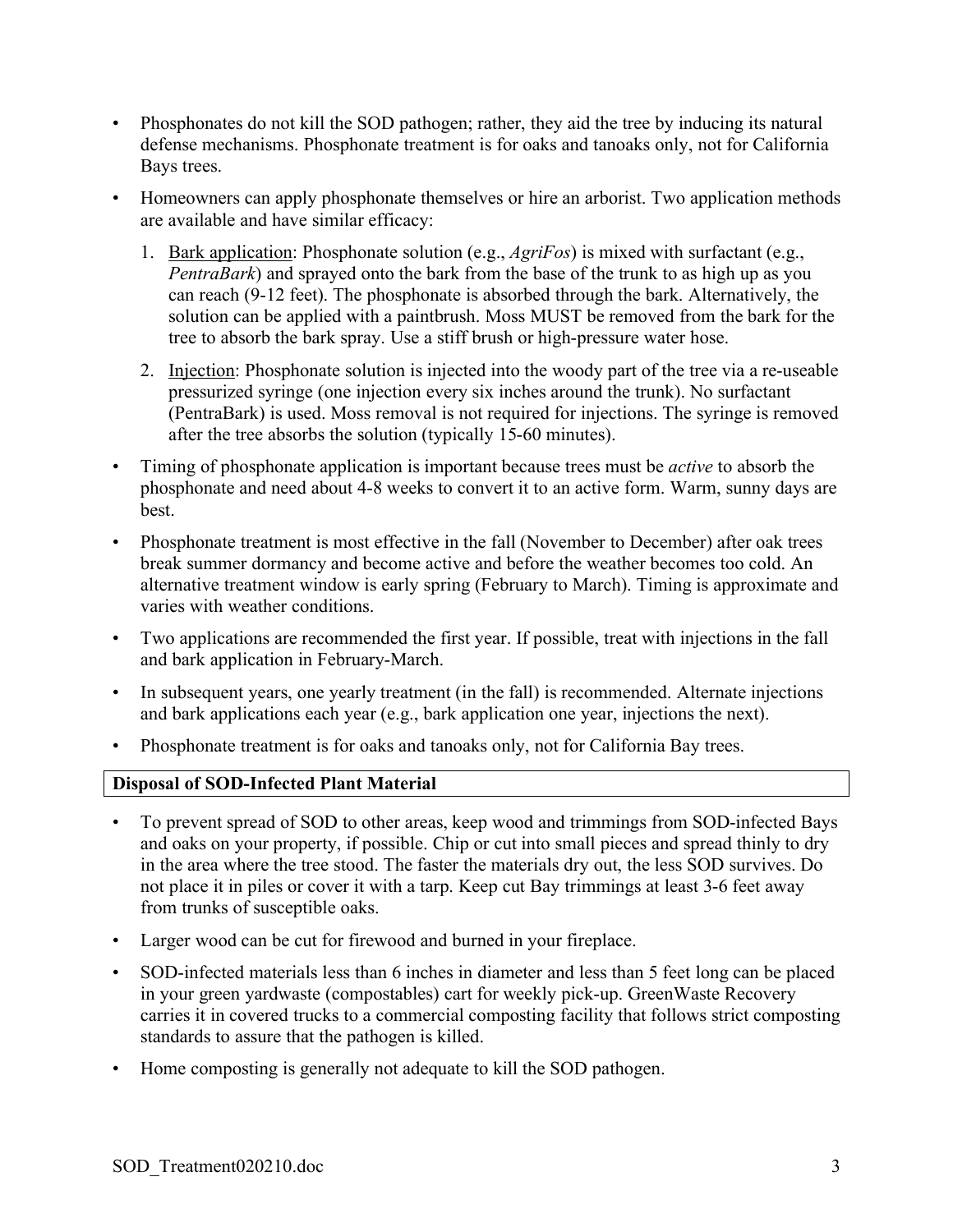- Phosphonates do not kill the SOD pathogen; rather, they aid the tree by inducing its natural defense mechanisms. Phosphonate treatment is for oaks and tanoaks only, not for California Bays trees.
- Homeowners can apply phosphonate themselves or hire an arborist. Two application methods are available and have similar efficacy:
  1. Bark application: Phosphonate solution (e.g., *AgriFos*) is mixed with surfactant (e.g., *PentraBark*) and sprayed onto the bark from the base of the trunk to as high up as you can reach (9-12 feet). The phosphonate is absorbed through the bark. Alternatively, the solution can be applied with a paintbrush. Moss MUST be removed from the bark for the tree to absorb the bark spray. Use a stiff brush or high-pressure water hose.
  2. Injection: Phosphonate solution is injected into the woody part of the tree via a re-useable pressurized syringe (one injection every six inches around the trunk). No surfactant (PentraBark) is used. Moss removal is not required for injections. The syringe is removed after the tree absorbs the solution (typically 15-60 minutes).
- Timing of phosphonate application is important because trees must be *active* to absorb the phosphonate and need about 4-8 weeks to convert it to an active form. Warm, sunny days are best.
- Phosphonate treatment is most effective in the fall (November to December) after oak trees break summer dormancy and become active and before the weather becomes too cold. An alternative treatment window is early spring (February to March). Timing is approximate and varies with weather conditions.
- Two applications are recommended the first year. If possible, treat with injections in the fall and bark application in February-March.
- In subsequent years, one yearly treatment (in the fall) is recommended. Alternate injections and bark applications each year (e.g., bark application one year, injections the next).
- Phosphonate treatment is for oaks and tanoaks only, not for California Bay trees.

**Disposal of SOD-Infected Plant Material**

- To prevent spread of SOD to other areas, keep wood and trimmings from SOD-infected Bays and oaks on your property, if possible. Chip or cut into small pieces and spread thinly to dry in the area where the tree stood. The faster the materials dry out, the less SOD survives. Do not place it in piles or cover it with a tarp. Keep cut Bay trimmings at least 3-6 feet away from trunks of susceptible oaks.
- Larger wood can be cut for firewood and burned in your fireplace.
- SOD-infected materials less than 6 inches in diameter and less than 5 feet long can be placed in your green yardwaste (compostables) cart for weekly pick-up. GreenWaste Recovery carries it in covered trucks to a commercial composting facility that follows strict composting standards to assure that the pathogen is killed.
- Home composting is generally not adequate to kill the SOD pathogen.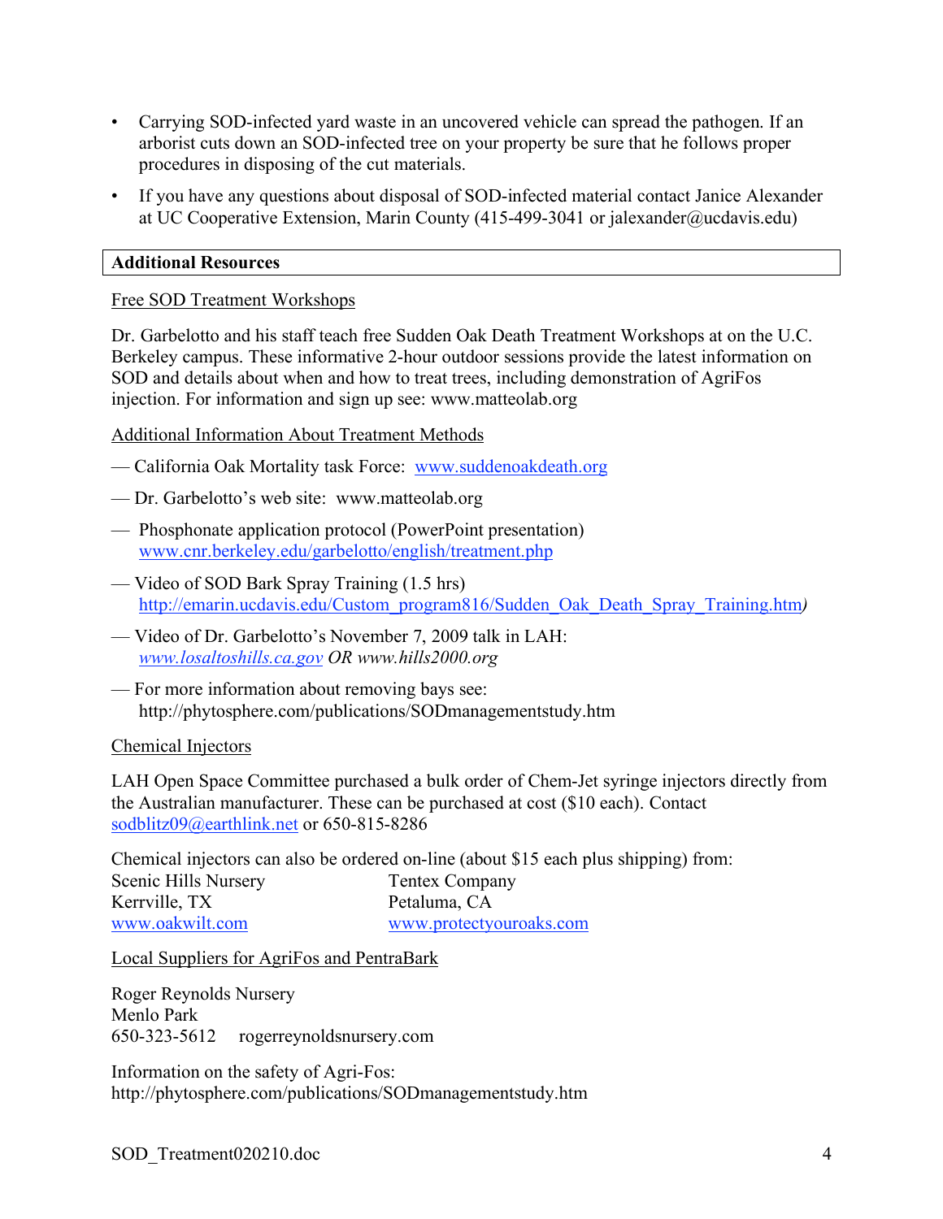- Carrying SOD-infected yard waste in an uncovered vehicle can spread the pathogen. If an arborist cuts down an SOD-infected tree on your property be sure that he follows proper procedures in disposing of the cut materials.
- If you have any questions about disposal of SOD-infected material contact Janice Alexander at UC Cooperative Extension, Marin County (415-499-3041 or jalexander@ucdavis.edu)

## Additional Resources

Free SOD Treatment Workshops

Dr. Garbelotto and his staff teach free Sudden Oak Death Treatment Workshops at on the U.C. Berkeley campus. These informative 2-hour outdoor sessions provide the latest information on SOD and details about when and how to treat trees, including demonstration of AgriFos injection. For information and sign up see: www.matteolab.org

Additional Information About Treatment Methods

— California Oak Mortality task Force: www.suddenoakdeath.org

— Dr. Garbelotto's web site: www.matteolab.org

— Phosphonate application protocol (PowerPoint presentation)
www.cnr.berkeley.edu/garbelotto/english/treatment.php

— Video of SOD Bark Spray Training (1.5 hrs)
http://emarin.ucdavis.edu/Custom_program816/Sudden_Oak_Death_Spray_Training.htm*)*

— Video of Dr. Garbelotto's November 7, 2009 talk in LAH:
*www.losaltoshills.ca.gov OR www.hills2000.org*

— For more information about removing bays see:
http://phytosphere.com/publications/SODmanagementstudy.htm

Chemical Injectors

LAH Open Space Committee purchased a bulk order of Chem-Jet syringe injectors directly from the Australian manufacturer. These can be purchased at cost ($10 each). Contact sodblitz09@earthlink.net or 650-815-8286

Chemical injectors can also be ordered on-line (about $15 each plus shipping) from:

| | |
|---|---|
| Scenic Hills Nursery | Tentex Company |
| Kerrville, TX | Petaluma, CA |
| www.oakwilt.com | www.protectyouroaks.com |

Local Suppliers for AgriFos and PentraBark

Roger Reynolds Nursery
Menlo Park
650-323-5612 rogerreynoldsnursery.com

Information on the safety of Agri-Fos:
http://phytosphere.com/publications/SODmanagementstudy.htm